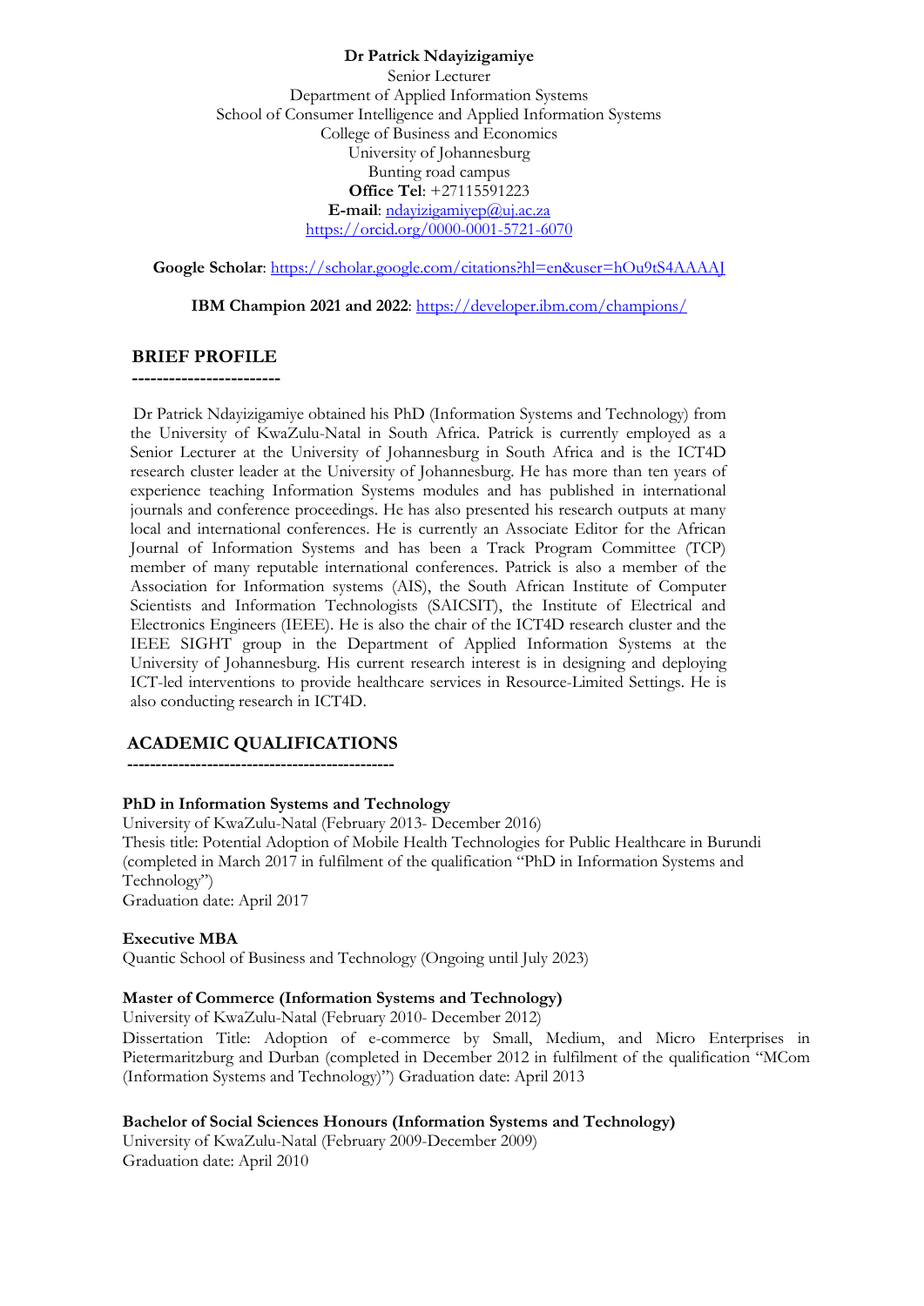**Dr Patrick Ndayizigamiye**
Senior Lecturer
Department of Applied Information Systems
School of Consumer Intelligence and Applied Information Systems
College of Business and Economics
University of Johannesburg
Bunting road campus
**Office Tel**: +27115591223
**E-mail**: ndayizigamiyep@uj.ac.za
https://orcid.org/0000-0001-5721-6070

**Google Scholar**: https://scholar.google.com/citations?hl=en&user=hOu9tS4AAAAJ

**IBM Champion 2021 and 2022**: https://developer.ibm.com/champions/

## BRIEF PROFILE

Dr Patrick Ndayizigamiye obtained his PhD (Information Systems and Technology) from the University of KwaZulu-Natal in South Africa. Patrick is currently employed as a Senior Lecturer at the University of Johannesburg in South Africa and is the ICT4D research cluster leader at the University of Johannesburg. He has more than ten years of experience teaching Information Systems modules and has published in international journals and conference proceedings. He has also presented his research outputs at many local and international conferences. He is currently an Associate Editor for the African Journal of Information Systems and has been a Track Program Committee (TCP) member of many reputable international conferences. Patrick is also a member of the Association for Information systems (AIS), the South African Institute of Computer Scientists and Information Technologists (SAICSIT), the Institute of Electrical and Electronics Engineers (IEEE). He is also the chair of the ICT4D research cluster and the IEEE SIGHT group in the Department of Applied Information Systems at the University of Johannesburg. His current research interest is in designing and deploying ICT-led interventions to provide healthcare services in Resource-Limited Settings. He is also conducting research in ICT4D.

## ACADEMIC QUALIFICATIONS

**PhD in Information Systems and Technology**
University of KwaZulu-Natal (February 2013- December 2016)
Thesis title: Potential Adoption of Mobile Health Technologies for Public Healthcare in Burundi (completed in March 2017 in fulfilment of the qualification "PhD in Information Systems and Technology")
Graduation date: April 2017

**Executive MBA**
Quantic School of Business and Technology (Ongoing until July 2023)

**Master of Commerce (Information Systems and Technology)**
University of KwaZulu-Natal (February 2010- December 2012)
Dissertation Title: Adoption of e-commerce by Small, Medium, and Micro Enterprises in Pietermaritzburg and Durban (completed in December 2012 in fulfilment of the qualification "MCom (Information Systems and Technology)") Graduation date: April 2013

**Bachelor of Social Sciences Honours (Information Systems and Technology)**
University of KwaZulu-Natal (February 2009-December 2009)
Graduation date: April 2010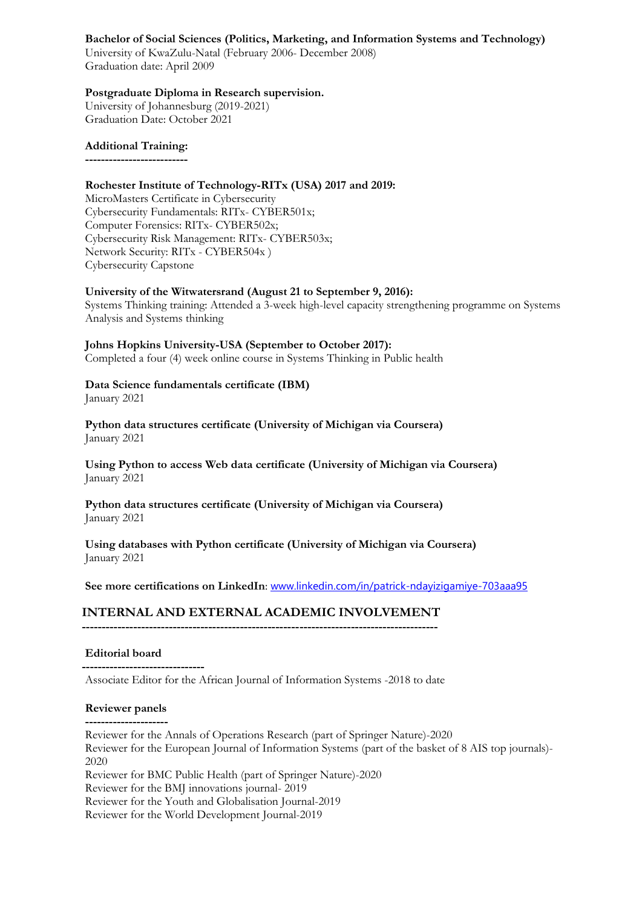**Bachelor of Social Sciences (Politics, Marketing, and Information Systems and Technology)**
University of KwaZulu-Natal (February 2006- December 2008)
Graduation date: April 2009

**Postgraduate Diploma in Research supervision.**
University of Johannesburg (2019-2021)
Graduation Date: October 2021

**Additional Training:**
**-------------------------**

**Rochester Institute of Technology-RITx (USA) 2017 and 2019:**
MicroMasters Certificate in Cybersecurity
Cybersecurity Fundamentals: RITx- CYBER501x;
Computer Forensics: RITx- CYBER502x;
Cybersecurity Risk Management: RITx- CYBER503x;
Network Security: RITx - CYBER504x )
Cybersecurity Capstone

**University of the Witwatersrand (August 21 to September 9, 2016):**
Systems Thinking training: Attended a 3-week high-level capacity strengthening programme on Systems Analysis and Systems thinking

**Johns Hopkins University-USA (September to October 2017):**
Completed a four (4) week online course in Systems Thinking in Public health

**Data Science fundamentals certificate (IBM)**
January 2021

**Python data structures certificate (University of Michigan via Coursera)**
January 2021

**Using Python to access Web data certificate (University of Michigan via Coursera)**
January 2021

**Python data structures certificate (University of Michigan via Coursera)**
January 2021

**Using databases with Python certificate (University of Michigan via Coursera)**
January 2021

**See more certifications on LinkedIn**: www.linkedin.com/in/patrick-ndayizigamiye-703aaa95

## INTERNAL AND EXTERNAL ACADEMIC INVOLVEMENT

**-----------------------------------------------------------------------------------------**

**Editorial board**
**-------------------------------**
Associate Editor for the African Journal of Information Systems -2018 to date

**Reviewer panels**
**---------------------**
Reviewer for the Annals of Operations Research (part of Springer Nature)-2020
Reviewer for the European Journal of Information Systems (part of the basket of 8 AIS top journals)-2020
Reviewer for BMC Public Health (part of Springer Nature)-2020
Reviewer for the BMJ innovations journal- 2019
Reviewer for the Youth and Globalisation Journal-2019
Reviewer for the World Development Journal-2019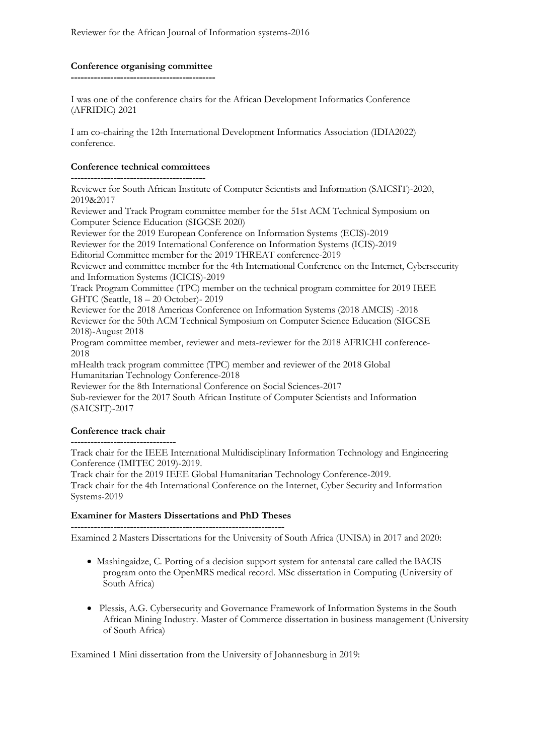Reviewer for the African Journal of Information systems-2016

**Conference organising committee**

--------------------------------------------

I was one of the conference chairs for the African Development Informatics Conference (AFRIDIC) 2021

I am co-chairing the 12th International Development Informatics Association (IDIA2022) conference.

**Conference technical committees**

-----------------------------------------

Reviewer for South African Institute of Computer Scientists and Information (SAICSIT)-2020, 2019&2017

Reviewer and Track Program committee member for the 51st ACM Technical Symposium on Computer Science Education (SIGCSE 2020)

Reviewer for the 2019 European Conference on Information Systems (ECIS)-2019

Reviewer for the 2019 International Conference on Information Systems (ICIS)-2019

Editorial Committee member for the 2019 THREAT conference-2019

Reviewer and committee member for the 4th International Conference on the Internet, Cybersecurity and Information Systems (ICICIS)-2019

Track Program Committee (TPC) member on the technical program committee for 2019 IEEE GHTC (Seattle, 18 – 20 October)- 2019

Reviewer for the 2018 Americas Conference on Information Systems (2018 AMCIS) -2018

Reviewer for the 50th ACM Technical Symposium on Computer Science Education (SIGCSE 2018)-August 2018

Program committee member, reviewer and meta-reviewer for the 2018 AFRICHI conference-2018

mHealth track program committee (TPC) member and reviewer of the 2018 Global Humanitarian Technology Conference-2018

Reviewer for the 8th International Conference on Social Sciences-2017

Sub-reviewer for the 2017 South African Institute of Computer Scientists and Information (SAICSIT)-2017

**Conference track chair**

--------------------------------

Track chair for the IEEE International Multidisciplinary Information Technology and Engineering Conference (IMITEC 2019)-2019.

Track chair for the 2019 IEEE Global Humanitarian Technology Conference-2019.

Track chair for the 4th International Conference on the Internet, Cyber Security and Information Systems-2019

**Examiner for Masters Dissertations and PhD Theses**

-----------------------------------------------------------------

Examined 2 Masters Dissertations for the University of South Africa (UNISA) in 2017 and 2020:

- Mashingaidze, C. Porting of a decision support system for antenatal care called the BACIS program onto the OpenMRS medical record. MSc dissertation in Computing (University of South Africa)

- Plessis, A.G. Cybersecurity and Governance Framework of Information Systems in the South African Mining Industry. Master of Commerce dissertation in business management (University of South Africa)

Examined 1 Mini dissertation from the University of Johannesburg in 2019: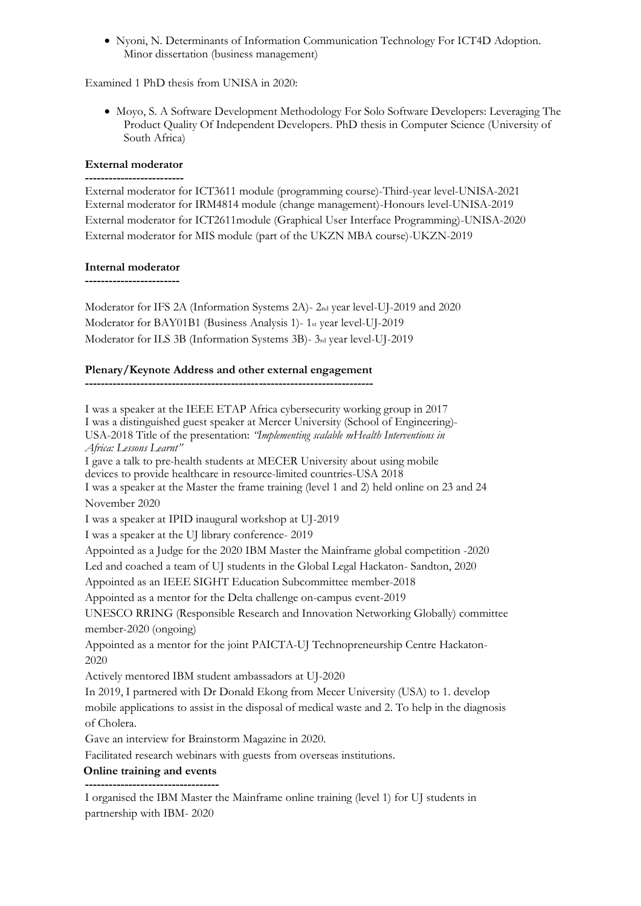- Nyoni, N. Determinants of Information Communication Technology For ICT4D Adoption. Minor dissertation (business management)

Examined 1 PhD thesis from UNISA in 2020:

- Moyo, S. A Software Development Methodology For Solo Software Developers: Leveraging The Product Quality Of Independent Developers. PhD thesis in Computer Science (University of South Africa)

**External moderator**

**-------------------------**

External moderator for ICT3611 module (programming course)-Third-year level-UNISA-2021
External moderator for IRM4814 module (change management)-Honours level-UNISA-2019
External moderator for ICT2611module (Graphical User Interface Programming)-UNISA-2020
External moderator for MIS module (part of the UKZN MBA course)-UKZN-2019

**Internal moderator**

**------------------------**

Moderator for IFS 2A (Information Systems 2A)- 2nd year level-UJ-2019 and 2020
Moderator for BAY01B1 (Business Analysis 1)- 1st year level-UJ-2019
Moderator for ILS 3B (Information Systems 3B)- 3rd year level-UJ-2019

**Plenary/Keynote Address and other external engagement**

**------------------------------------------------------------------------**

I was a speaker at the IEEE ETAP Africa cybersecurity working group in 2017
I was a distinguished guest speaker at Mercer University (School of Engineering)-USA-2018 Title of the presentation: *"Implementing scalable mHealth Interventions in Africa: Lessons Learnt"*
I gave a talk to pre-health students at MECER University about using mobile devices to provide healthcare in resource-limited countries-USA 2018
I was a speaker at the Master the frame training (level 1 and 2) held online on 23 and 24 November 2020
I was a speaker at IPID inaugural workshop at UJ-2019
I was a speaker at the UJ library conference- 2019
Appointed as a Judge for the 2020 IBM Master the Mainframe global competition -2020
Led and coached a team of UJ students in the Global Legal Hackaton- Sandton, 2020
Appointed as an IEEE SIGHT Education Subcommittee member-2018
Appointed as a mentor for the Delta challenge on-campus event-2019
UNESCO RRING (Responsible Research and Innovation Networking Globally) committee member-2020 (ongoing)
Appointed as a mentor for the joint PAICTA-UJ Technopreneurship Centre Hackaton-2020
Actively mentored IBM student ambassadors at UJ-2020
In 2019, I partnered with Dr Donald Ekong from Mecer University (USA) to 1. develop mobile applications to assist in the disposal of medical waste and 2. To help in the diagnosis of Cholera.
Gave an interview for Brainstorm Magazine in 2020.
Facilitated research webinars with guests from overseas institutions.

**Online training and events**

**----------------------------------**

I organised the IBM Master the Mainframe online training (level 1) for UJ students in partnership with IBM- 2020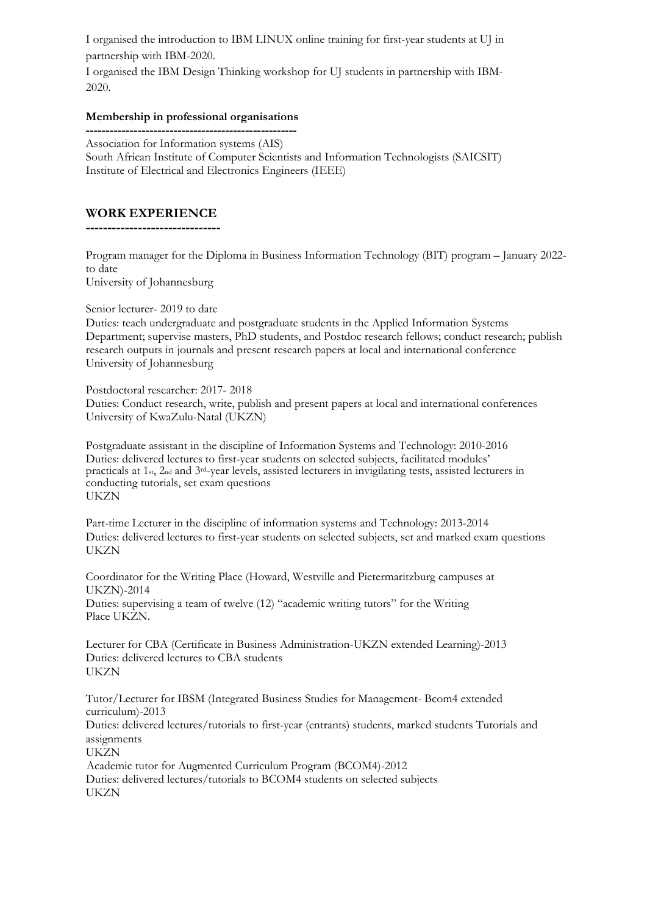I organised the introduction to IBM LINUX online training for first-year students at UJ in partnership with IBM-2020.

I organised the IBM Design Thinking workshop for UJ students in partnership with IBM-2020.

**Membership in professional organisations**

-----------------------------------------------------

Association for Information systems (AIS)
South African Institute of Computer Scientists and Information Technologists (SAICSIT)
Institute of Electrical and Electronics Engineers (IEEE)

## WORK EXPERIENCE

-------------------------------

Program manager for the Diploma in Business Information Technology (BIT) program – January 2022-to date
University of Johannesburg

Senior lecturer- 2019 to date
Duties: teach undergraduate and postgraduate students in the Applied Information Systems Department; supervise masters, PhD students, and Postdoc research fellows; conduct research; publish research outputs in journals and present research papers at local and international conference
University of Johannesburg

Postdoctoral researcher: 2017- 2018
Duties: Conduct research, write, publish and present papers at local and international conferences
University of KwaZulu-Natal (UKZN)

Postgraduate assistant in the discipline of Information Systems and Technology: 2010-2016
Duties: delivered lectures to first-year students on selected subjects, facilitated modules' practicals at 1st, 2nd and 3rd-year levels, assisted lecturers in invigilating tests, assisted lecturers in conducting tutorials, set exam questions
UKZN

Part-time Lecturer in the discipline of information systems and Technology: 2013-2014
Duties: delivered lectures to first-year students on selected subjects, set and marked exam questions
UKZN

Coordinator for the Writing Place (Howard, Westville and Pietermaritzburg campuses at UKZN)-2014
Duties: supervising a team of twelve (12) "academic writing tutors" for the Writing Place UKZN.

Lecturer for CBA (Certificate in Business Administration-UKZN extended Learning)-2013
Duties: delivered lectures to CBA students
UKZN

Tutor/Lecturer for IBSM (Integrated Business Studies for Management- Bcom4 extended curriculum)-2013
Duties: delivered lectures/tutorials to first-year (entrants) students, marked students Tutorials and assignments
UKZN

Academic tutor for Augmented Curriculum Program (BCOM4)-2012
Duties: delivered lectures/tutorials to BCOM4 students on selected subjects
UKZN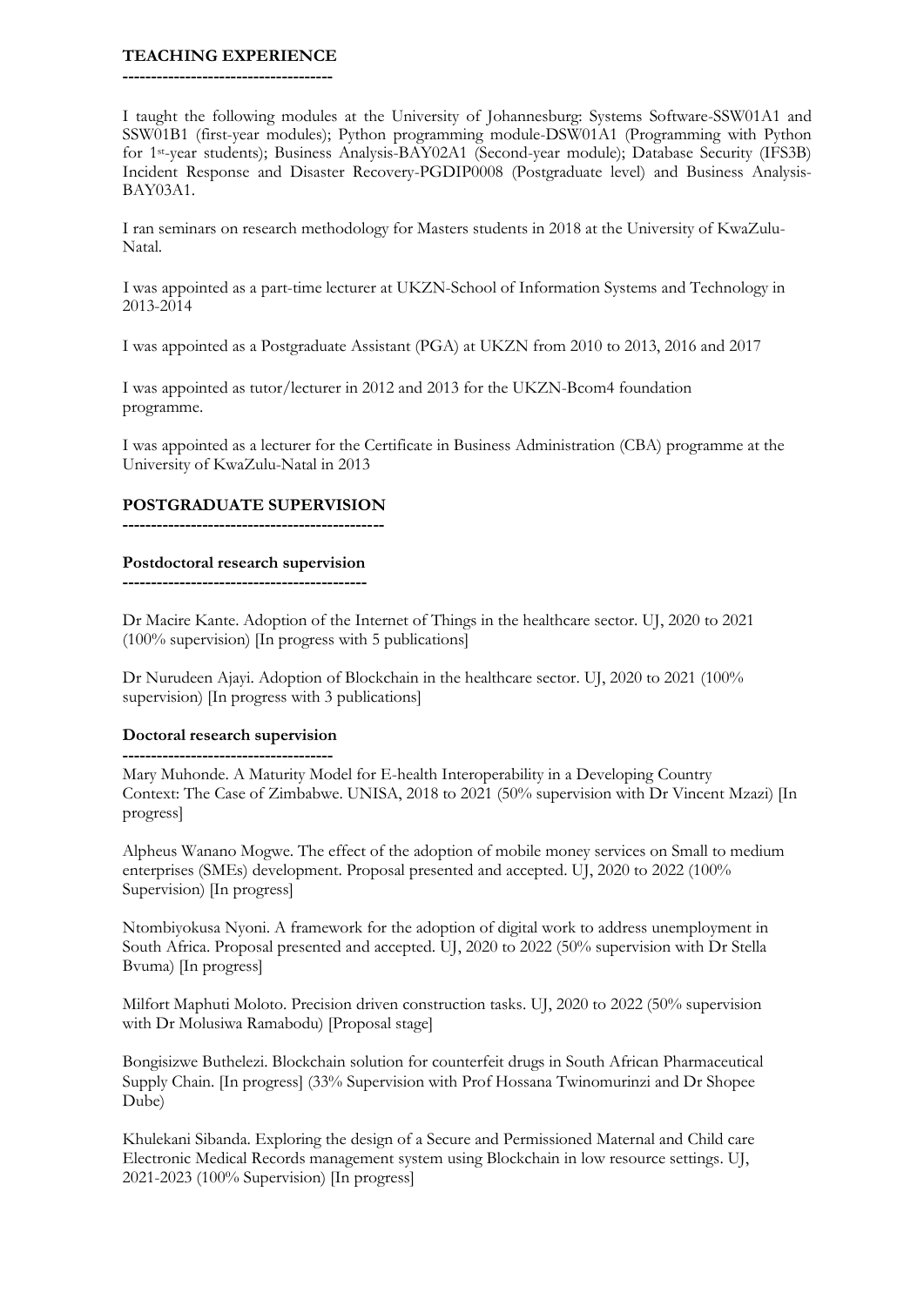## TEACHING EXPERIENCE

I taught the following modules at the University of Johannesburg: Systems Software-SSW01A1 and SSW01B1 (first-year modules); Python programming module-DSW01A1 (Programming with Python for 1st-year students); Business Analysis-BAY02A1 (Second-year module); Database Security (IFS3B) Incident Response and Disaster Recovery-PGDIP0008 (Postgraduate level) and Business Analysis-BAY03A1.

I ran seminars on research methodology for Masters students in 2018 at the University of KwaZulu-Natal.

I was appointed as a part-time lecturer at UKZN-School of Information Systems and Technology in 2013-2014

I was appointed as a Postgraduate Assistant (PGA) at UKZN from 2010 to 2013, 2016 and 2017

I was appointed as tutor/lecturer in 2012 and 2013 for the UKZN-Bcom4 foundation programme.

I was appointed as a lecturer for the Certificate in Business Administration (CBA) programme at the University of KwaZulu-Natal in 2013

## POSTGRADUATE SUPERVISION

### Postdoctoral research supervision

Dr Macire Kante. Adoption of the Internet of Things in the healthcare sector. UJ, 2020 to 2021 (100% supervision) [In progress with 5 publications]

Dr Nurudeen Ajayi. Adoption of Blockchain in the healthcare sector. UJ, 2020 to 2021 (100% supervision) [In progress with 3 publications]

### Doctoral research supervision

Mary Muhonde. A Maturity Model for E-health Interoperability in a Developing Country Context: The Case of Zimbabwe. UNISA, 2018 to 2021 (50% supervision with Dr Vincent Mzazi) [In progress]

Alpheus Wanano Mogwe. The effect of the adoption of mobile money services on Small to medium enterprises (SMEs) development. Proposal presented and accepted. UJ, 2020 to 2022 (100% Supervision) [In progress]

Ntombiyokusa Nyoni. A framework for the adoption of digital work to address unemployment in South Africa. Proposal presented and accepted. UJ, 2020 to 2022 (50% supervision with Dr Stella Bvuma) [In progress]

Milfort Maphuti Moloto. Precision driven construction tasks. UJ, 2020 to 2022 (50% supervision with Dr Molusiwa Ramabodu) [Proposal stage]

Bongisizwe Buthelezi. Blockchain solution for counterfeit drugs in South African Pharmaceutical Supply Chain. [In progress] (33% Supervision with Prof Hossana Twinomurinzi and Dr Shopee Dube)

Khulekani Sibanda. Exploring the design of a Secure and Permissioned Maternal and Child care Electronic Medical Records management system using Blockchain in low resource settings. UJ, 2021-2023 (100% Supervision) [In progress]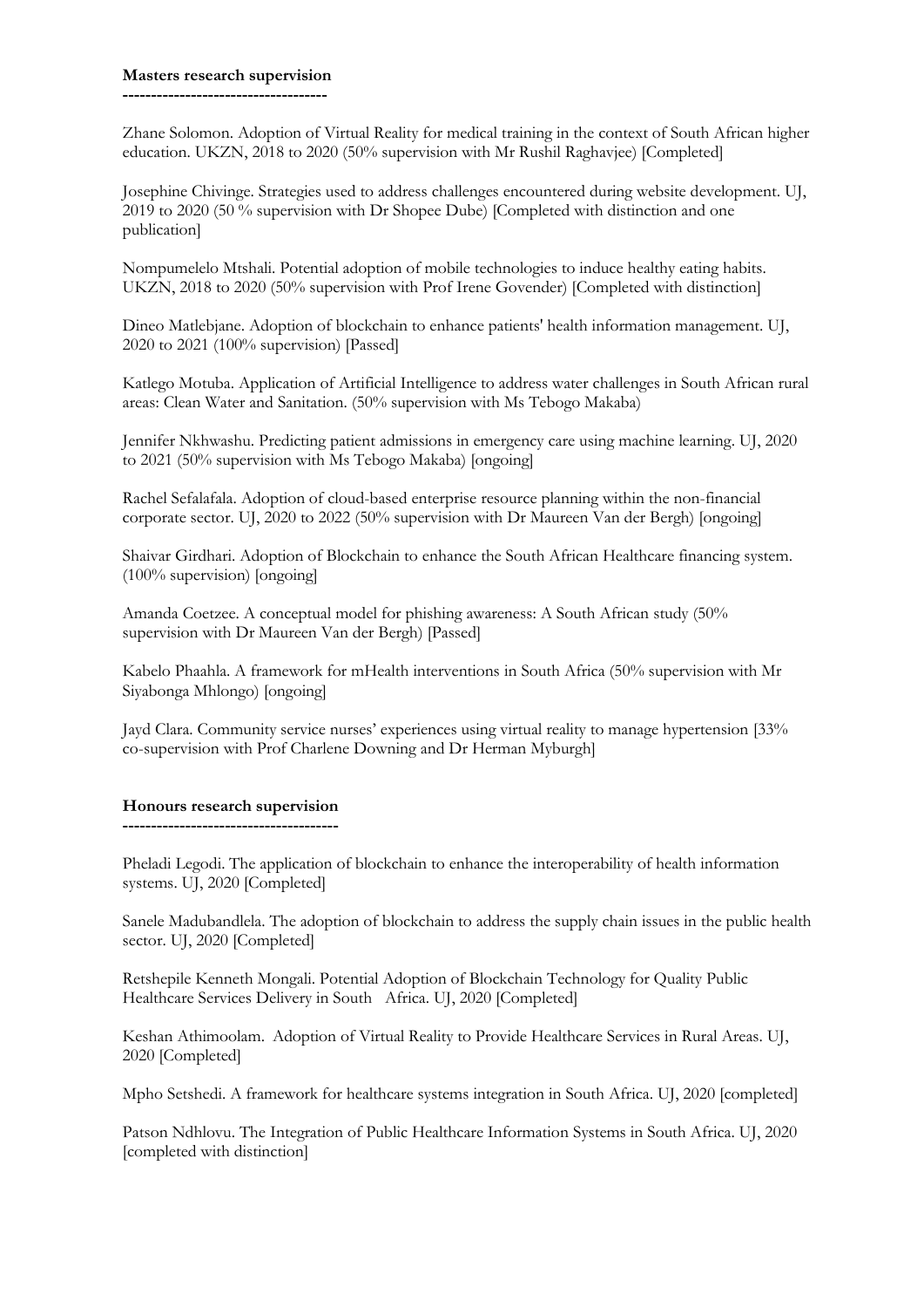**Masters research supervision**

-----------------------------------

Zhane Solomon. Adoption of Virtual Reality for medical training in the context of South African higher education. UKZN, 2018 to 2020 (50% supervision with Mr Rushil Raghavjee) [Completed]

Josephine Chivinge. Strategies used to address challenges encountered during website development. UJ, 2019 to 2020 (50 % supervision with Dr Shopee Dube) [Completed with distinction and one publication]

Nompumelelo Mtshali. Potential adoption of mobile technologies to induce healthy eating habits. UKZN, 2018 to 2020 (50% supervision with Prof Irene Govender) [Completed with distinction]

Dineo Matlebjane. Adoption of blockchain to enhance patients' health information management. UJ, 2020 to 2021 (100% supervision) [Passed]

Katlego Motuba. Application of Artificial Intelligence to address water challenges in South African rural areas: Clean Water and Sanitation. (50% supervision with Ms Tebogo Makaba)

Jennifer Nkhwashu. Predicting patient admissions in emergency care using machine learning. UJ, 2020 to 2021 (50% supervision with Ms Tebogo Makaba) [ongoing]

Rachel Sefalafala. Adoption of cloud-based enterprise resource planning within the non-financial corporate sector. UJ, 2020 to 2022 (50% supervision with Dr Maureen Van der Bergh) [ongoing]

Shaivar Girdhari. Adoption of Blockchain to enhance the South African Healthcare financing system. (100% supervision) [ongoing]

Amanda Coetzee. A conceptual model for phishing awareness: A South African study (50% supervision with Dr Maureen Van der Bergh) [Passed]

Kabelo Phaahla. A framework for mHealth interventions in South Africa (50% supervision with Mr Siyabonga Mhlongo) [ongoing]

Jayd Clara. Community service nurses' experiences using virtual reality to manage hypertension [33% co-supervision with Prof Charlene Downing and Dr Herman Myburgh]

**Honours research supervision**

-------------------------------------

Pheladi Legodi. The application of blockchain to enhance the interoperability of health information systems. UJ, 2020 [Completed]

Sanele Madubandlela. The adoption of blockchain to address the supply chain issues in the public health sector. UJ, 2020 [Completed]

Retshepile Kenneth Mongali. Potential Adoption of Blockchain Technology for Quality Public Healthcare Services Delivery in South Africa. UJ, 2020 [Completed]

Keshan Athimoolam. Adoption of Virtual Reality to Provide Healthcare Services in Rural Areas. UJ, 2020 [Completed]

Mpho Setshedi. A framework for healthcare systems integration in South Africa. UJ, 2020 [completed]

Patson Ndhlovu. The Integration of Public Healthcare Information Systems in South Africa. UJ, 2020 [completed with distinction]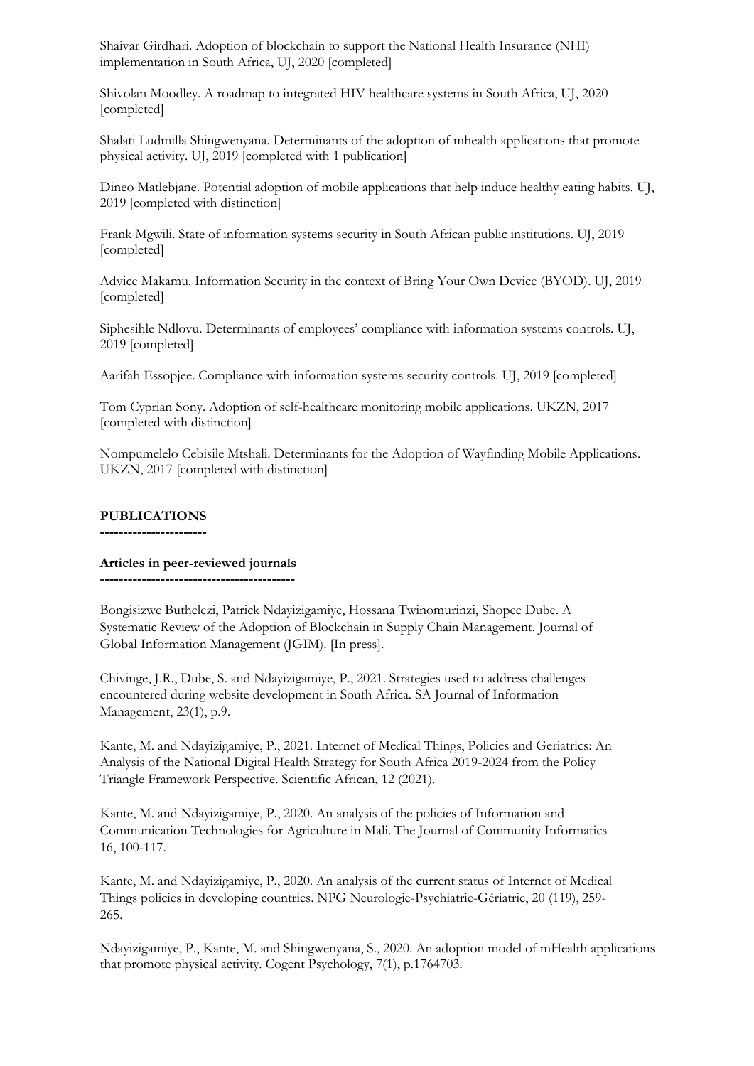Shaivar Girdhari. Adoption of blockchain to support the National Health Insurance (NHI) implementation in South Africa, UJ, 2020 [completed]

Shivolan Moodley. A roadmap to integrated HIV healthcare systems in South Africa, UJ, 2020 [completed]

Shalati Ludmilla Shingwenyana. Determinants of the adoption of mhealth applications that promote physical activity. UJ, 2019 [completed with 1 publication]

Dineo Matlebjane. Potential adoption of mobile applications that help induce healthy eating habits. UJ, 2019 [completed with distinction]

Frank Mgwili. State of information systems security in South African public institutions. UJ, 2019 [completed]

Advice Makamu. Information Security in the context of Bring Your Own Device (BYOD). UJ, 2019 [completed]

Siphesihle Ndlovu. Determinants of employees' compliance with information systems controls. UJ, 2019 [completed]

Aarifah Essopjee. Compliance with information systems security controls. UJ, 2019 [completed]

Tom Cyprian Sony. Adoption of self-healthcare monitoring mobile applications. UKZN, 2017 [completed with distinction]

Nompumelelo Cebisile Mtshali. Determinants for the Adoption of Wayfinding Mobile Applications. UKZN, 2017 [completed with distinction]

## PUBLICATIONS

----------------------

### Articles in peer-reviewed journals

------------------------------------------

Bongisizwe Buthelezi, Patrick Ndayizigamiye, Hossana Twinomurinzi, Shopee Dube. A Systematic Review of the Adoption of Blockchain in Supply Chain Management. Journal of Global Information Management (JGIM). [In press].

Chivinge, J.R., Dube, S. and Ndayizigamiye, P., 2021. Strategies used to address challenges encountered during website development in South Africa. SA Journal of Information Management, 23(1), p.9.

Kante, M. and Ndayizigamiye, P., 2021. Internet of Medical Things, Policies and Geriatrics: An Analysis of the National Digital Health Strategy for South Africa 2019-2024 from the Policy Triangle Framework Perspective. Scientific African, 12 (2021).

Kante, M. and Ndayizigamiye, P., 2020. An analysis of the policies of Information and Communication Technologies for Agriculture in Mali. The Journal of Community Informatics 16, 100-117.

Kante, M. and Ndayizigamiye, P., 2020. An analysis of the current status of Internet of Medical Things policies in developing countries. NPG Neurologie-Psychiatrie-Gériatrie, 20 (119), 259-265.

Ndayizigamiye, P., Kante, M. and Shingwenyana, S., 2020. An adoption model of mHealth applications that promote physical activity. Cogent Psychology, 7(1), p.1764703.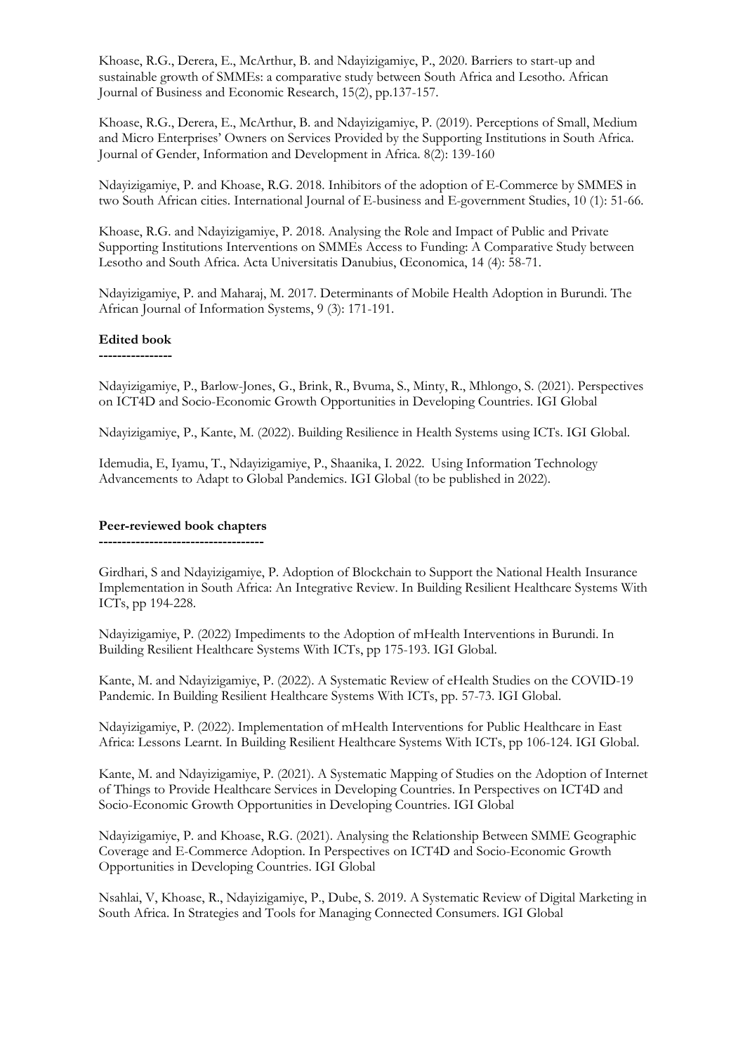Khoase, R.G., Derera, E., McArthur, B. and Ndayizigamiye, P., 2020. Barriers to start-up and sustainable growth of SMMEs: a comparative study between South Africa and Lesotho. African Journal of Business and Economic Research, 15(2), pp.137-157.

Khoase, R.G., Derera, E., McArthur, B. and Ndayizigamiye, P. (2019). Perceptions of Small, Medium and Micro Enterprises' Owners on Services Provided by the Supporting Institutions in South Africa. Journal of Gender, Information and Development in Africa. 8(2): 139-160

Ndayizigamiye, P. and Khoase, R.G. 2018. Inhibitors of the adoption of E-Commerce by SMMES in two South African cities. International Journal of E-business and E-government Studies, 10 (1): 51-66.

Khoase, R.G. and Ndayizigamiye, P. 2018. Analysing the Role and Impact of Public and Private Supporting Institutions Interventions on SMMEs Access to Funding: A Comparative Study between Lesotho and South Africa. Acta Universitatis Danubius, Œconomica, 14 (4): 58-71.

Ndayizigamiye, P. and Maharaj, M. 2017. Determinants of Mobile Health Adoption in Burundi. The African Journal of Information Systems, 9 (3): 171-191.

**Edited book**
----------------

Ndayizigamiye, P., Barlow-Jones, G., Brink, R., Bvuma, S., Minty, R., Mhlongo, S. (2021). Perspectives on ICT4D and Socio-Economic Growth Opportunities in Developing Countries. IGI Global

Ndayizigamiye, P., Kante, M. (2022). Building Resilience in Health Systems using ICTs. IGI Global.

Idemudia, E, Iyamu, T., Ndayizigamiye, P., Shaanika, I. 2022. Using Information Technology Advancements to Adapt to Global Pandemics. IGI Global (to be published in 2022).

**Peer-reviewed book chapters**
------------------------------------

Girdhari, S and Ndayizigamiye, P. Adoption of Blockchain to Support the National Health Insurance Implementation in South Africa: An Integrative Review. In Building Resilient Healthcare Systems With ICTs, pp 194-228.

Ndayizigamiye, P. (2022) Impediments to the Adoption of mHealth Interventions in Burundi. In Building Resilient Healthcare Systems With ICTs, pp 175-193. IGI Global.

Kante, M. and Ndayizigamiye, P. (2022). A Systematic Review of eHealth Studies on the COVID-19 Pandemic. In Building Resilient Healthcare Systems With ICTs, pp. 57-73. IGI Global.

Ndayizigamiye, P. (2022). Implementation of mHealth Interventions for Public Healthcare in East Africa: Lessons Learnt. In Building Resilient Healthcare Systems With ICTs, pp 106-124. IGI Global.

Kante, M. and Ndayizigamiye, P. (2021). A Systematic Mapping of Studies on the Adoption of Internet of Things to Provide Healthcare Services in Developing Countries. In Perspectives on ICT4D and Socio-Economic Growth Opportunities in Developing Countries. IGI Global

Ndayizigamiye, P. and Khoase, R.G. (2021). Analysing the Relationship Between SMME Geographic Coverage and E-Commerce Adoption. In Perspectives on ICT4D and Socio-Economic Growth Opportunities in Developing Countries. IGI Global

Nsahlai, V, Khoase, R., Ndayizigamiye, P., Dube, S. 2019. A Systematic Review of Digital Marketing in South Africa. In Strategies and Tools for Managing Connected Consumers. IGI Global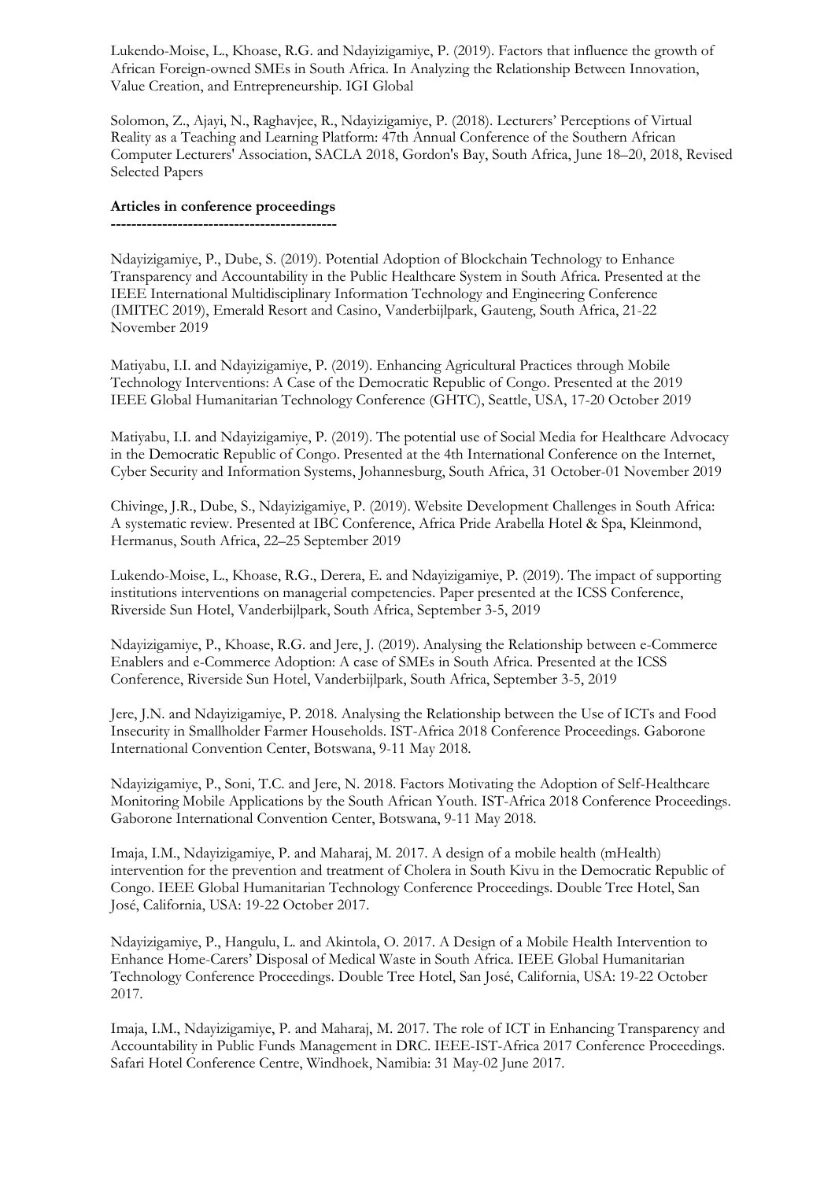Lukendo-Moise, L., Khoase, R.G. and Ndayizigamiye, P. (2019). Factors that influence the growth of African Foreign-owned SMEs in South Africa. In Analyzing the Relationship Between Innovation, Value Creation, and Entrepreneurship. IGI Global

Solomon, Z., Ajayi, N., Raghavjee, R., Ndayizigamiye, P. (2018). Lecturers' Perceptions of Virtual Reality as a Teaching and Learning Platform: 47th Annual Conference of the Southern African Computer Lecturers' Association, SACLA 2018, Gordon's Bay, South Africa, June 18–20, 2018, Revised Selected Papers

**Articles in conference proceedings**

---------------------------------------------

Ndayizigamiye, P., Dube, S. (2019). Potential Adoption of Blockchain Technology to Enhance Transparency and Accountability in the Public Healthcare System in South Africa. Presented at the IEEE International Multidisciplinary Information Technology and Engineering Conference (IMITEC 2019), Emerald Resort and Casino, Vanderbijlpark, Gauteng, South Africa, 21-22 November 2019

Matiyabu, I.I. and Ndayizigamiye, P. (2019). Enhancing Agricultural Practices through Mobile Technology Interventions: A Case of the Democratic Republic of Congo. Presented at the 2019 IEEE Global Humanitarian Technology Conference (GHTC), Seattle, USA, 17-20 October 2019

Matiyabu, I.I. and Ndayizigamiye, P. (2019). The potential use of Social Media for Healthcare Advocacy in the Democratic Republic of Congo. Presented at the 4th International Conference on the Internet, Cyber Security and Information Systems, Johannesburg, South Africa, 31 October-01 November 2019

Chivinge, J.R., Dube, S., Ndayizigamiye, P. (2019). Website Development Challenges in South Africa: A systematic review. Presented at IBC Conference, Africa Pride Arabella Hotel & Spa, Kleinmond, Hermanus, South Africa, 22–25 September 2019

Lukendo-Moise, L., Khoase, R.G., Derera, E. and Ndayizigamiye, P. (2019). The impact of supporting institutions interventions on managerial competencies. Paper presented at the ICSS Conference, Riverside Sun Hotel, Vanderbijlpark, South Africa, September 3-5, 2019

Ndayizigamiye, P., Khoase, R.G. and Jere, J. (2019). Analysing the Relationship between e-Commerce Enablers and e-Commerce Adoption: A case of SMEs in South Africa. Presented at the ICSS Conference, Riverside Sun Hotel, Vanderbijlpark, South Africa, September 3-5, 2019

Jere, J.N. and Ndayizigamiye, P. 2018. Analysing the Relationship between the Use of ICTs and Food Insecurity in Smallholder Farmer Households. IST-Africa 2018 Conference Proceedings. Gaborone International Convention Center, Botswana, 9-11 May 2018.

Ndayizigamiye, P., Soni, T.C. and Jere, N. 2018. Factors Motivating the Adoption of Self-Healthcare Monitoring Mobile Applications by the South African Youth. IST-Africa 2018 Conference Proceedings. Gaborone International Convention Center, Botswana, 9-11 May 2018.

Imaja, I.M., Ndayizigamiye, P. and Maharaj, M. 2017. A design of a mobile health (mHealth) intervention for the prevention and treatment of Cholera in South Kivu in the Democratic Republic of Congo. IEEE Global Humanitarian Technology Conference Proceedings. Double Tree Hotel, San José, California, USA: 19-22 October 2017.

Ndayizigamiye, P., Hangulu, L. and Akintola, O. 2017. A Design of a Mobile Health Intervention to Enhance Home-Carers' Disposal of Medical Waste in South Africa. IEEE Global Humanitarian Technology Conference Proceedings. Double Tree Hotel, San José, California, USA: 19-22 October 2017.

Imaja, I.M., Ndayizigamiye, P. and Maharaj, M. 2017. The role of ICT in Enhancing Transparency and Accountability in Public Funds Management in DRC. IEEE-IST-Africa 2017 Conference Proceedings. Safari Hotel Conference Centre, Windhoek, Namibia: 31 May-02 June 2017.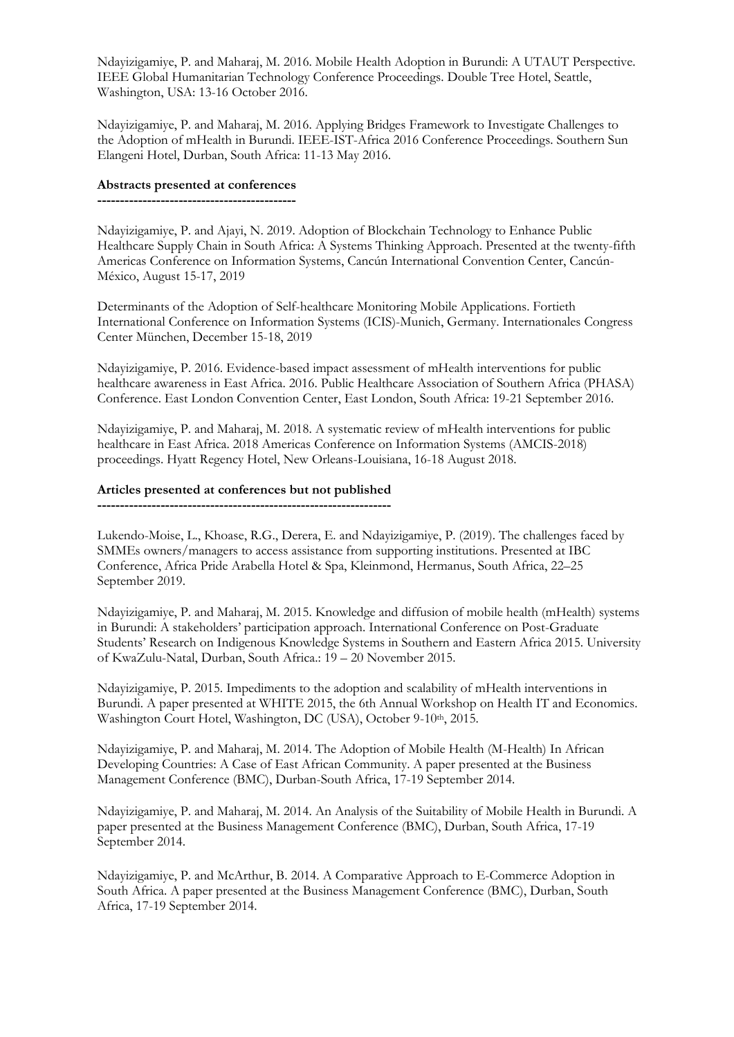Ndayizigamiye, P. and Maharaj, M. 2016. Mobile Health Adoption in Burundi: A UTAUT Perspective. IEEE Global Humanitarian Technology Conference Proceedings. Double Tree Hotel, Seattle, Washington, USA: 13-16 October 2016.

Ndayizigamiye, P. and Maharaj, M. 2016. Applying Bridges Framework to Investigate Challenges to the Adoption of mHealth in Burundi. IEEE-IST-Africa 2016 Conference Proceedings. Southern Sun Elangeni Hotel, Durban, South Africa: 11-13 May 2016.

**Abstracts presented at conferences**

**-------------------------------------------**

Ndayizigamiye, P. and Ajayi, N. 2019. Adoption of Blockchain Technology to Enhance Public Healthcare Supply Chain in South Africa: A Systems Thinking Approach. Presented at the twenty-fifth Americas Conference on Information Systems, Cancún International Convention Center, Cancún-México, August 15-17, 2019

Determinants of the Adoption of Self-healthcare Monitoring Mobile Applications. Fortieth International Conference on Information Systems (ICIS)-Munich, Germany. Internationales Congress Center München, December 15-18, 2019

Ndayizigamiye, P. 2016. Evidence-based impact assessment of mHealth interventions for public healthcare awareness in East Africa. 2016. Public Healthcare Association of Southern Africa (PHASA) Conference. East London Convention Center, East London, South Africa: 19-21 September 2016.

Ndayizigamiye, P. and Maharaj, M. 2018. A systematic review of mHealth interventions for public healthcare in East Africa. 2018 Americas Conference on Information Systems (AMCIS-2018) proceedings. Hyatt Regency Hotel, New Orleans-Louisiana, 16-18 August 2018.

**Articles presented at conferences but not published**

**-----------------------------------------------------------------**

Lukendo-Moise, L., Khoase, R.G., Derera, E. and Ndayizigamiye, P. (2019). The challenges faced by SMMEs owners/managers to access assistance from supporting institutions. Presented at IBC Conference, Africa Pride Arabella Hotel & Spa, Kleinmond, Hermanus, South Africa, 22–25 September 2019.

Ndayizigamiye, P. and Maharaj, M. 2015. Knowledge and diffusion of mobile health (mHealth) systems in Burundi: A stakeholders' participation approach. International Conference on Post-Graduate Students' Research on Indigenous Knowledge Systems in Southern and Eastern Africa 2015. University of KwaZulu-Natal, Durban, South Africa.: 19 – 20 November 2015.

Ndayizigamiye, P. 2015. Impediments to the adoption and scalability of mHealth interventions in Burundi. A paper presented at WHITE 2015, the 6th Annual Workshop on Health IT and Economics. Washington Court Hotel, Washington, DC (USA), October 9-10th, 2015.

Ndayizigamiye, P. and Maharaj, M. 2014. The Adoption of Mobile Health (M-Health) In African Developing Countries: A Case of East African Community. A paper presented at the Business Management Conference (BMC), Durban-South Africa, 17-19 September 2014.

Ndayizigamiye, P. and Maharaj, M. 2014. An Analysis of the Suitability of Mobile Health in Burundi. A paper presented at the Business Management Conference (BMC), Durban, South Africa, 17-19 September 2014.

Ndayizigamiye, P. and McArthur, B. 2014. A Comparative Approach to E-Commerce Adoption in South Africa. A paper presented at the Business Management Conference (BMC), Durban, South Africa, 17-19 September 2014.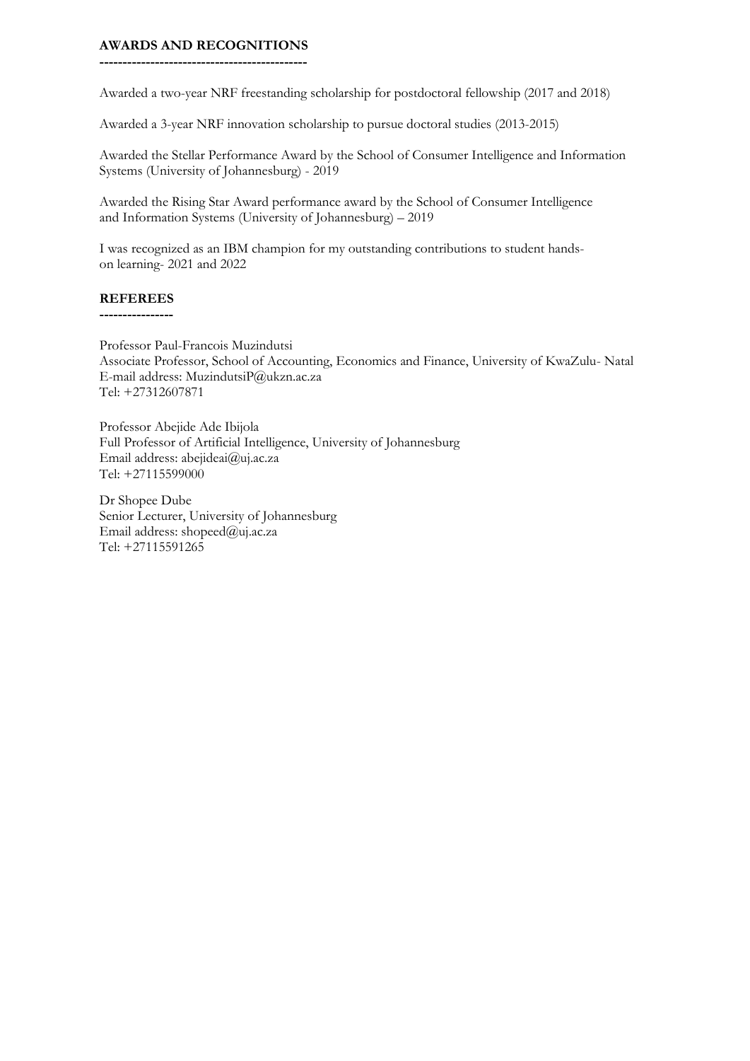## AWARDS AND RECOGNITIONS

--------------------------------------------

Awarded a two-year NRF freestanding scholarship for postdoctoral fellowship (2017 and 2018)

Awarded a 3-year NRF innovation scholarship to pursue doctoral studies (2013-2015)

Awarded the Stellar Performance Award by the School of Consumer Intelligence and Information Systems (University of Johannesburg) - 2019

Awarded the Rising Star Award performance award by the School of Consumer Intelligence and Information Systems (University of Johannesburg) – 2019

I was recognized as an IBM champion for my outstanding contributions to student hands-on learning- 2021 and 2022

## REFEREES

---------------

Professor Paul-Francois Muzindutsi
Associate Professor, School of Accounting, Economics and Finance, University of KwaZulu- Natal
E-mail address: MuzindutsiP@ukzn.ac.za
Tel: +27312607871

Professor Abejide Ade Ibijola
Full Professor of Artificial Intelligence, University of Johannesburg
Email address: abejideai@uj.ac.za
Tel: +27115599000

Dr Shopee Dube
Senior Lecturer, University of Johannesburg
Email address: shopeed@uj.ac.za
Tel: +27115591265